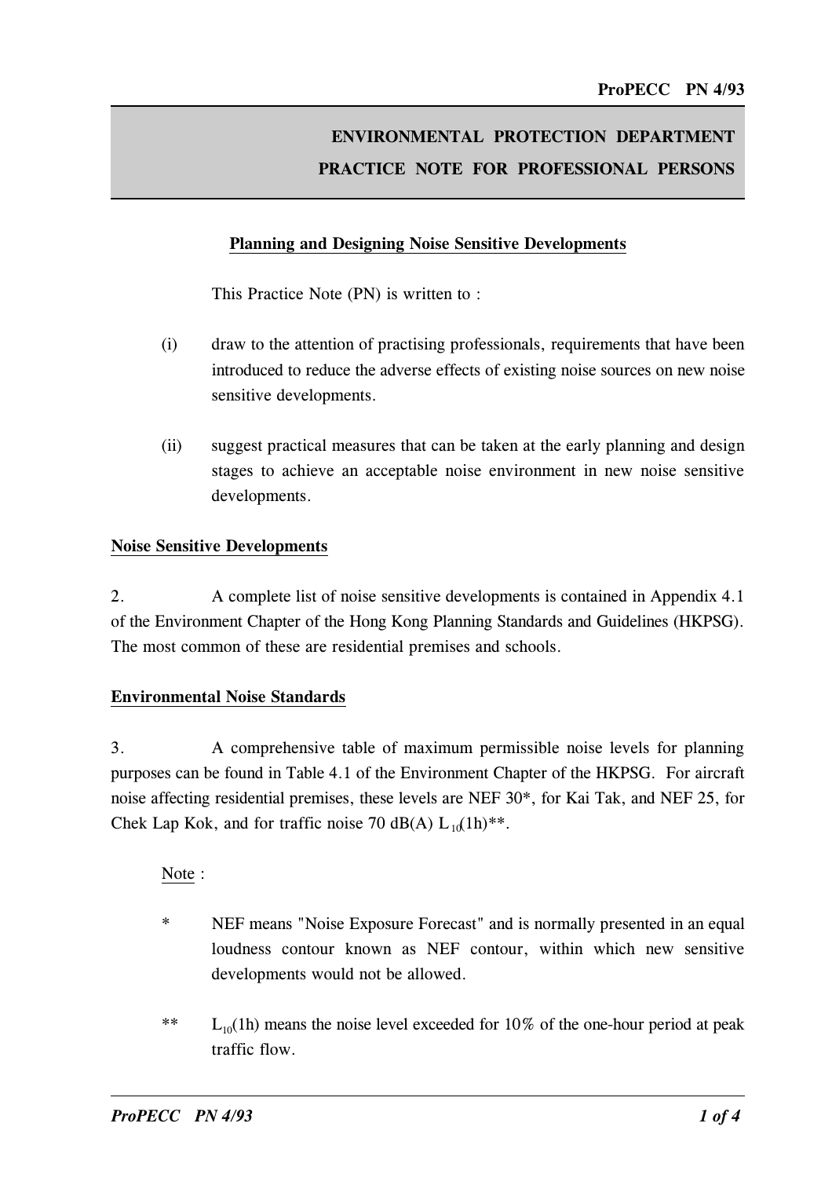# ENVIRONMENTAL PROTECTION DEPARTMENT
# PRACTICE NOTE FOR PROFESSIONAL PERSONS

## Planning and Designing Noise Sensitive Developments

This Practice Note (PN) is written to :

(i) draw to the attention of practising professionals, requirements that have been introduced to reduce the adverse effects of existing noise sources on new noise sensitive developments.

(ii) suggest practical measures that can be taken at the early planning and design stages to achieve an acceptable noise environment in new noise sensitive developments.

### Noise Sensitive Developments

2. A complete list of noise sensitive developments is contained in Appendix 4.1 of the Environment Chapter of the Hong Kong Planning Standards and Guidelines (HKPSG). The most common of these are residential premises and schools.

### Environmental Noise Standards

3. A comprehensive table of maximum permissible noise levels for planning purposes can be found in Table 4.1 of the Environment Chapter of the HKPSG. For aircraft noise affecting residential premises, these levels are NEF 30*, for Kai Tak, and NEF 25, for Chek Lap Kok, and for traffic noise 70 dB(A) $L_{10}$(1h)**.

Note :

\* NEF means "Noise Exposure Forecast" and is normally presented in an equal loudness contour known as NEF contour, within which new sensitive developments would not be allowed.

\*\* $L_{10}$(1h) means the noise level exceeded for 10% of the one-hour period at peak traffic flow.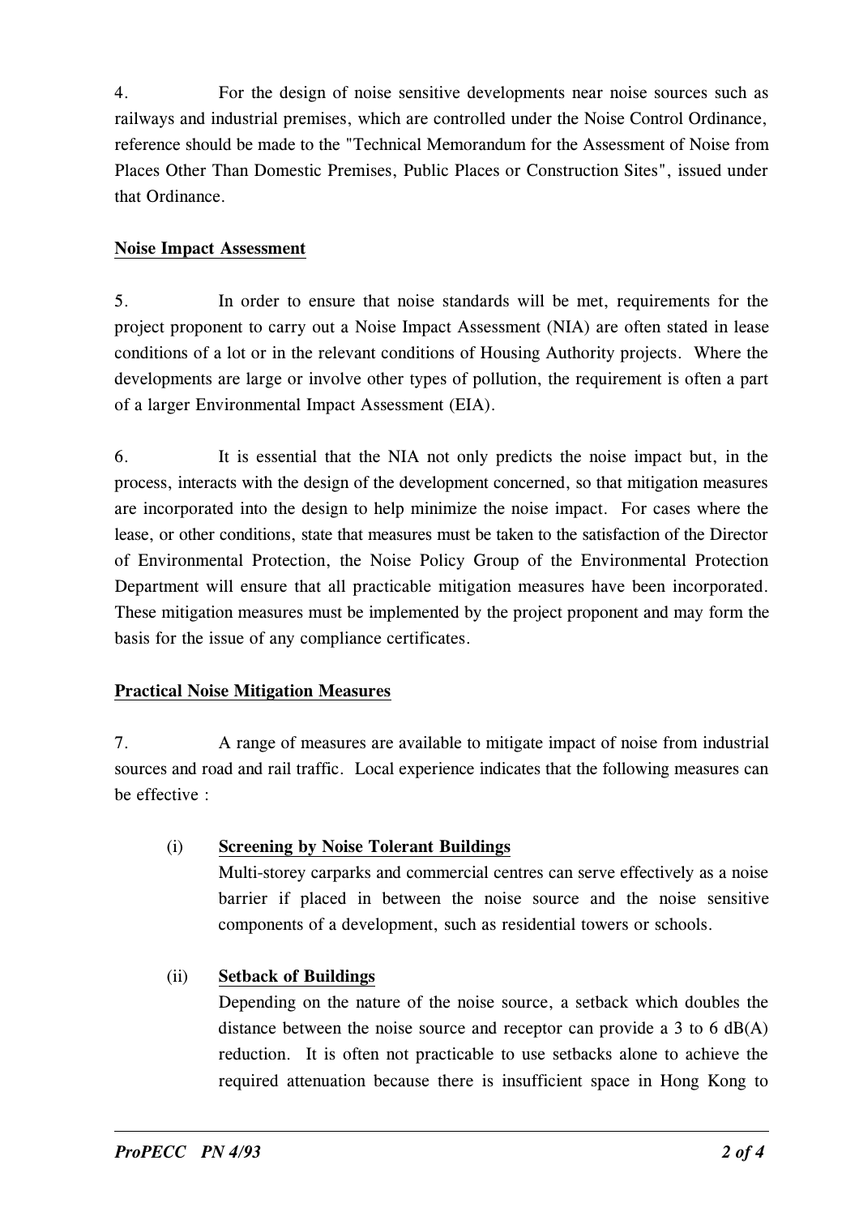4. For the design of noise sensitive developments near noise sources such as railways and industrial premises, which are controlled under the Noise Control Ordinance, reference should be made to the "Technical Memorandum for the Assessment of Noise from Places Other Than Domestic Premises, Public Places or Construction Sites", issued under that Ordinance.

## Noise Impact Assessment

5. In order to ensure that noise standards will be met, requirements for the project proponent to carry out a Noise Impact Assessment (NIA) are often stated in lease conditions of a lot or in the relevant conditions of Housing Authority projects. Where the developments are large or involve other types of pollution, the requirement is often a part of a larger Environmental Impact Assessment (EIA).

6. It is essential that the NIA not only predicts the noise impact but, in the process, interacts with the design of the development concerned, so that mitigation measures are incorporated into the design to help minimize the noise impact. For cases where the lease, or other conditions, state that measures must be taken to the satisfaction of the Director of Environmental Protection, the Noise Policy Group of the Environmental Protection Department will ensure that all practicable mitigation measures have been incorporated. These mitigation measures must be implemented by the project proponent and may form the basis for the issue of any compliance certificates.

## Practical Noise Mitigation Measures

7. A range of measures are available to mitigate impact of noise from industrial sources and road and rail traffic. Local experience indicates that the following measures can be effective :

(i) **Screening by Noise Tolerant Buildings**
Multi-storey carparks and commercial centres can serve effectively as a noise barrier if placed in between the noise source and the noise sensitive components of a development, such as residential towers or schools.

(ii) **Setback of Buildings**
Depending on the nature of the noise source, a setback which doubles the distance between the noise source and receptor can provide a 3 to 6 dB(A) reduction. It is often not practicable to use setbacks alone to achieve the required attenuation because there is insufficient space in Hong Kong to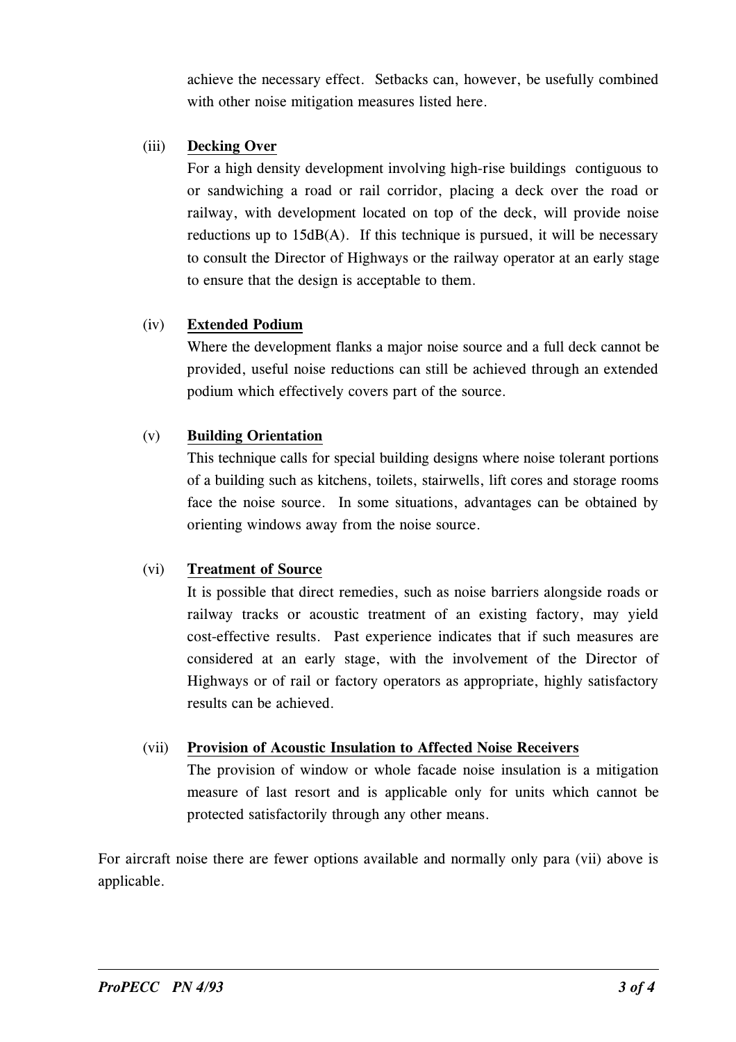achieve the necessary effect. Setbacks can, however, be usefully combined with other noise mitigation measures listed here.

(iii) **Decking Over**

For a high density development involving high-rise buildings contiguous to or sandwiching a road or rail corridor, placing a deck over the road or railway, with development located on top of the deck, will provide noise reductions up to 15dB(A). If this technique is pursued, it will be necessary to consult the Director of Highways or the railway operator at an early stage to ensure that the design is acceptable to them.

(iv) **Extended Podium**

Where the development flanks a major noise source and a full deck cannot be provided, useful noise reductions can still be achieved through an extended podium which effectively covers part of the source.

(v) **Building Orientation**

This technique calls for special building designs where noise tolerant portions of a building such as kitchens, toilets, stairwells, lift cores and storage rooms face the noise source. In some situations, advantages can be obtained by orienting windows away from the noise source.

(vi) **Treatment of Source**

It is possible that direct remedies, such as noise barriers alongside roads or railway tracks or acoustic treatment of an existing factory, may yield cost-effective results. Past experience indicates that if such measures are considered at an early stage, with the involvement of the Director of Highways or of rail or factory operators as appropriate, highly satisfactory results can be achieved.

(vii) **Provision of Acoustic Insulation to Affected Noise Receivers**

The provision of window or whole facade noise insulation is a mitigation measure of last resort and is applicable only for units which cannot be protected satisfactorily through any other means.

For aircraft noise there are fewer options available and normally only para (vii) above is applicable.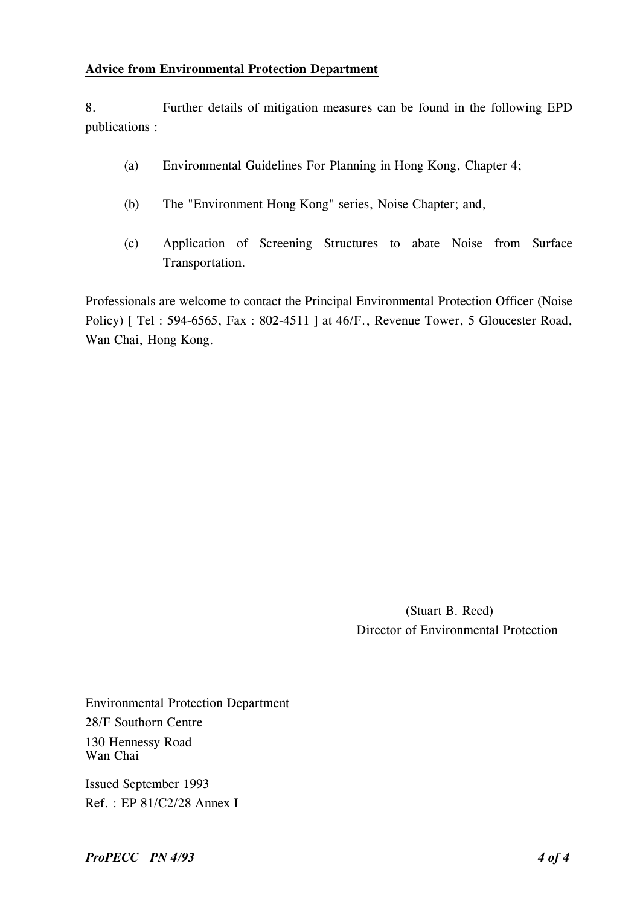**Advice from Environmental Protection Department**

8. Further details of mitigation measures can be found in the following EPD publications :

(a) Environmental Guidelines For Planning in Hong Kong, Chapter 4;

(b) The "Environment Hong Kong" series, Noise Chapter; and,

(c) Application of Screening Structures to abate Noise from Surface Transportation.

Professionals are welcome to contact the Principal Environmental Protection Officer (Noise Policy) [ Tel : 594-6565, Fax : 802-4511 ] at 46/F., Revenue Tower, 5 Gloucester Road, Wan Chai, Hong Kong.

(Stuart B. Reed)
Director of Environmental Protection

Environmental Protection Department
28/F Southorn Centre
130 Hennessy Road
Wan Chai

Issued September 1993
Ref. : EP 81/C2/28 Annex I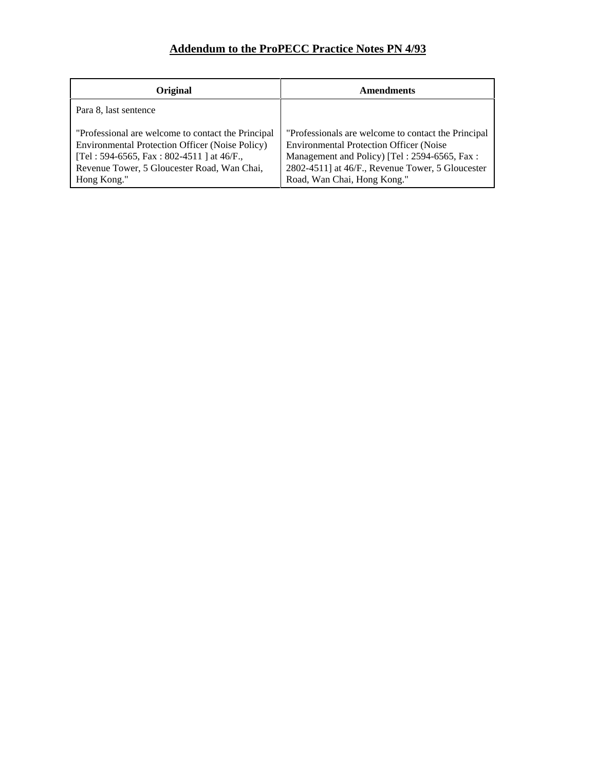# Addendum to the ProPECC Practice Notes PN 4/93

| Original | Amendments |
| --- | --- |
| Para 8, last sentence<br><br>"Professional are welcome to contact the Principal Environmental Protection Officer (Noise Policy) [Tel : 594-6565, Fax : 802-4511 ] at 46/F., Revenue Tower, 5 Gloucester Road, Wan Chai, Hong Kong." | "Professionals are welcome to contact the Principal Environmental Protection Officer (Noise Management and Policy) [Tel : 2594-6565, Fax : 2802-4511] at 46/F., Revenue Tower, 5 Gloucester Road, Wan Chai, Hong Kong." |